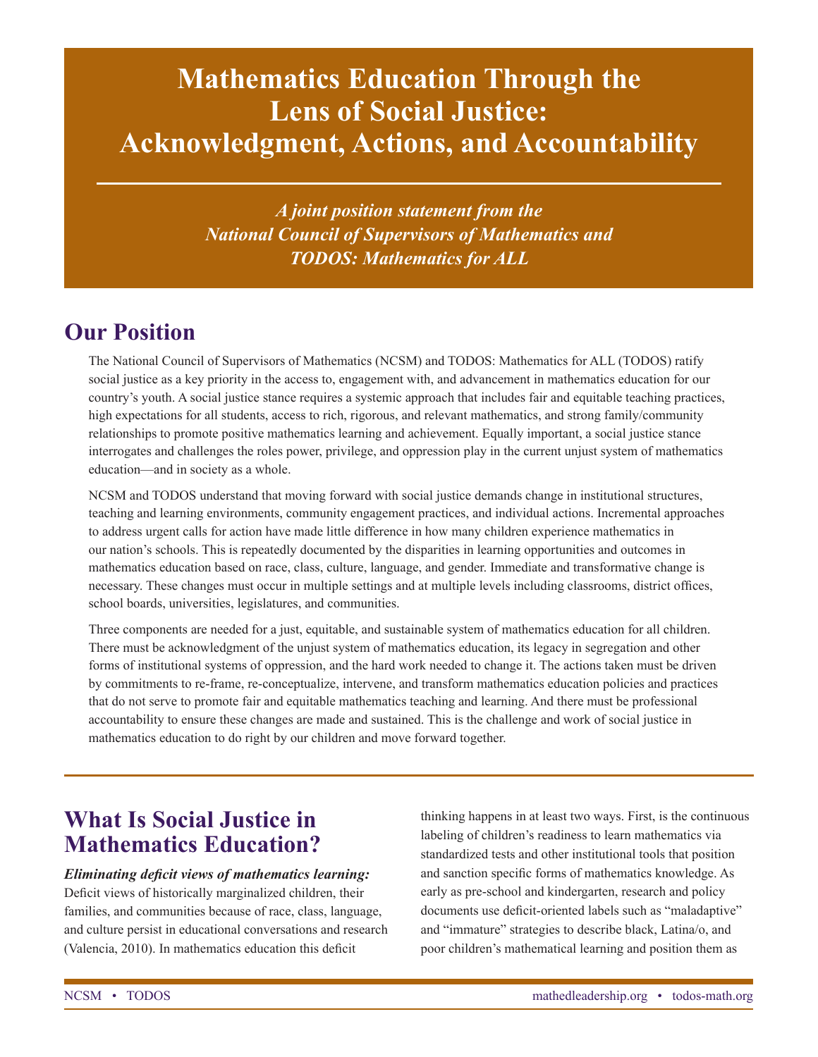# Mathematics Education Through the Lens of Social Justice: Acknowledgment, Actions, and Accountability

*A joint position statement from the National Council of Supervisors of Mathematics and TODOS: Mathematics for ALL*

## Our Position

The National Council of Supervisors of Mathematics (NCSM) and TODOS: Mathematics for ALL (TODOS) ratify social justice as a key priority in the access to, engagement with, and advancement in mathematics education for our country's youth. A social justice stance requires a systemic approach that includes fair and equitable teaching practices, high expectations for all students, access to rich, rigorous, and relevant mathematics, and strong family/community relationships to promote positive mathematics learning and achievement. Equally important, a social justice stance interrogates and challenges the roles power, privilege, and oppression play in the current unjust system of mathematics education—and in society as a whole.

NCSM and TODOS understand that moving forward with social justice demands change in institutional structures, teaching and learning environments, community engagement practices, and individual actions. Incremental approaches to address urgent calls for action have made little difference in how many children experience mathematics in our nation's schools. This is repeatedly documented by the disparities in learning opportunities and outcomes in mathematics education based on race, class, culture, language, and gender. Immediate and transformative change is necessary. These changes must occur in multiple settings and at multiple levels including classrooms, district offices, school boards, universities, legislatures, and communities.

Three components are needed for a just, equitable, and sustainable system of mathematics education for all children. There must be acknowledgment of the unjust system of mathematics education, its legacy in segregation and other forms of institutional systems of oppression, and the hard work needed to change it. The actions taken must be driven by commitments to re-frame, re-conceptualize, intervene, and transform mathematics education policies and practices that do not serve to promote fair and equitable mathematics teaching and learning. And there must be professional accountability to ensure these changes are made and sustained. This is the challenge and work of social justice in mathematics education to do right by our children and move forward together.

## What Is Social Justice in Mathematics Education?

***Eliminating deficit views of mathematics learning:*** Deficit views of historically marginalized children, their families, and communities because of race, class, language, and culture persist in educational conversations and research (Valencia, 2010). In mathematics education this deficit thinking happens in at least two ways. First, is the continuous labeling of children's readiness to learn mathematics via standardized tests and other institutional tools that position and sanction specific forms of mathematics knowledge. As early as pre-school and kindergarten, research and policy documents use deficit-oriented labels such as "maladaptive" and "immature" strategies to describe black, Latina/o, and poor children's mathematical learning and position them as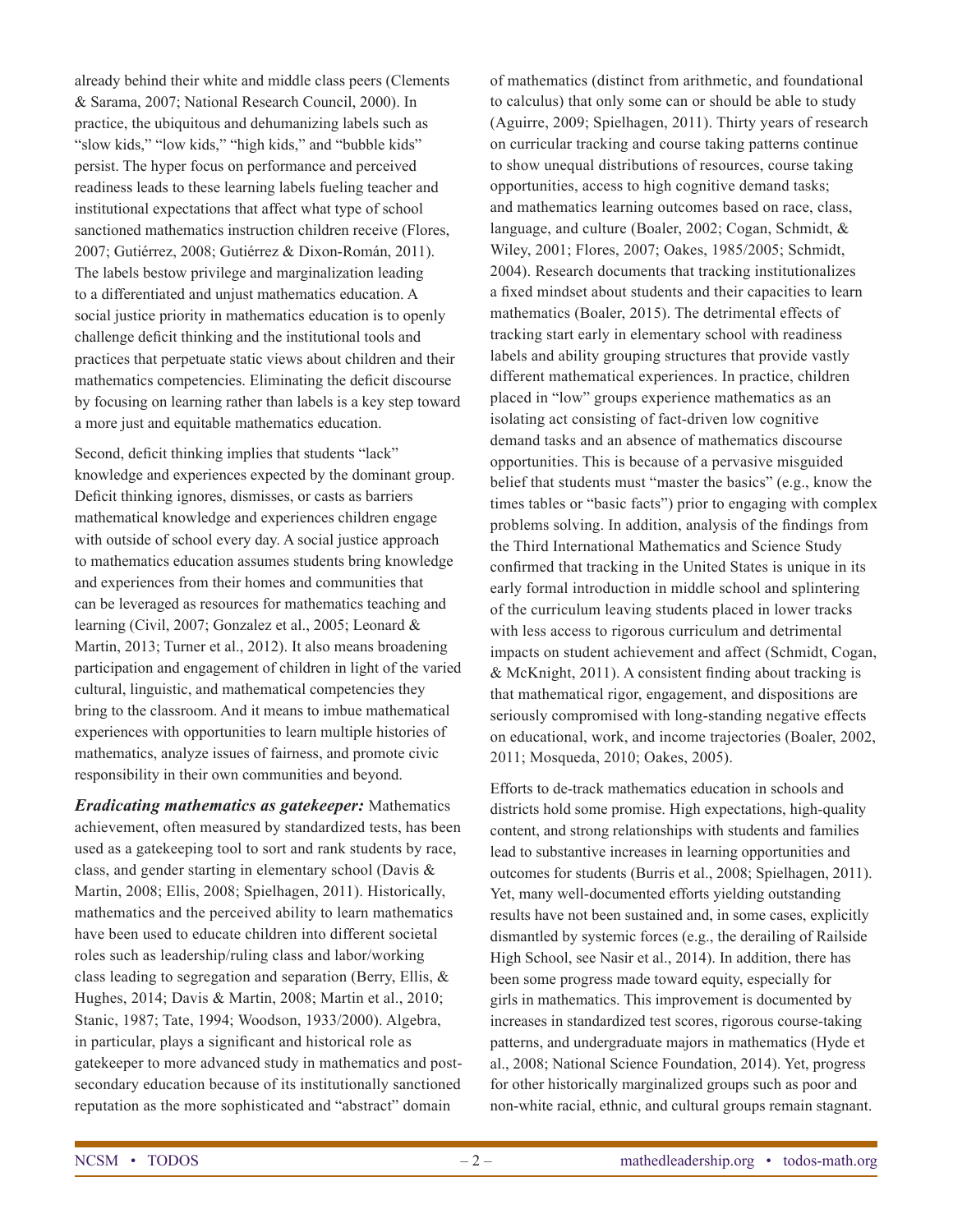already behind their white and middle class peers (Clements & Sarama, 2007; National Research Council, 2000). In practice, the ubiquitous and dehumanizing labels such as "slow kids," "low kids," "high kids," and "bubble kids" persist. The hyper focus on performance and perceived readiness leads to these learning labels fueling teacher and institutional expectations that affect what type of school sanctioned mathematics instruction children receive (Flores, 2007; Gutiérrez, 2008; Gutiérrez & Dixon-Román, 2011). The labels bestow privilege and marginalization leading to a differentiated and unjust mathematics education. A social justice priority in mathematics education is to openly challenge deficit thinking and the institutional tools and practices that perpetuate static views about children and their mathematics competencies. Eliminating the deficit discourse by focusing on learning rather than labels is a key step toward a more just and equitable mathematics education.

Second, deficit thinking implies that students "lack" knowledge and experiences expected by the dominant group. Deficit thinking ignores, dismisses, or casts as barriers mathematical knowledge and experiences children engage with outside of school every day. A social justice approach to mathematics education assumes students bring knowledge and experiences from their homes and communities that can be leveraged as resources for mathematics teaching and learning (Civil, 2007; Gonzalez et al., 2005; Leonard & Martin, 2013; Turner et al., 2012). It also means broadening participation and engagement of children in light of the varied cultural, linguistic, and mathematical competencies they bring to the classroom. And it means to imbue mathematical experiences with opportunities to learn multiple histories of mathematics, analyze issues of fairness, and promote civic responsibility in their own communities and beyond.

***Eradicating mathematics as gatekeeper:*** Mathematics achievement, often measured by standardized tests, has been used as a gatekeeping tool to sort and rank students by race, class, and gender starting in elementary school (Davis & Martin, 2008; Ellis, 2008; Spielhagen, 2011). Historically, mathematics and the perceived ability to learn mathematics have been used to educate children into different societal roles such as leadership/ruling class and labor/working class leading to segregation and separation (Berry, Ellis, & Hughes, 2014; Davis & Martin, 2008; Martin et al., 2010; Stanic, 1987; Tate, 1994; Woodson, 1933/2000). Algebra, in particular, plays a significant and historical role as gatekeeper to more advanced study in mathematics and post-secondary education because of its institutionally sanctioned reputation as the more sophisticated and "abstract" domain of mathematics (distinct from arithmetic, and foundational to calculus) that only some can or should be able to study (Aguirre, 2009; Spielhagen, 2011). Thirty years of research on curricular tracking and course taking patterns continue to show unequal distributions of resources, course taking opportunities, access to high cognitive demand tasks; and mathematics learning outcomes based on race, class, language, and culture (Boaler, 2002; Cogan, Schmidt, & Wiley, 2001; Flores, 2007; Oakes, 1985/2005; Schmidt, 2004). Research documents that tracking institutionalizes a fixed mindset about students and their capacities to learn mathematics (Boaler, 2015). The detrimental effects of tracking start early in elementary school with readiness labels and ability grouping structures that provide vastly different mathematical experiences. In practice, children placed in "low" groups experience mathematics as an isolating act consisting of fact-driven low cognitive demand tasks and an absence of mathematics discourse opportunities. This is because of a pervasive misguided belief that students must "master the basics" (e.g., know the times tables or "basic facts") prior to engaging with complex problems solving. In addition, analysis of the findings from the Third International Mathematics and Science Study confirmed that tracking in the United States is unique in its early formal introduction in middle school and splintering of the curriculum leaving students placed in lower tracks with less access to rigorous curriculum and detrimental impacts on student achievement and affect (Schmidt, Cogan, & McKnight, 2011). A consistent finding about tracking is that mathematical rigor, engagement, and dispositions are seriously compromised with long-standing negative effects on educational, work, and income trajectories (Boaler, 2002, 2011; Mosqueda, 2010; Oakes, 2005).

Efforts to de-track mathematics education in schools and districts hold some promise. High expectations, high-quality content, and strong relationships with students and families lead to substantive increases in learning opportunities and outcomes for students (Burris et al., 2008; Spielhagen, 2011). Yet, many well-documented efforts yielding outstanding results have not been sustained and, in some cases, explicitly dismantled by systemic forces (e.g., the derailing of Railside High School, see Nasir et al., 2014). In addition, there has been some progress made toward equity, especially for girls in mathematics. This improvement is documented by increases in standardized test scores, rigorous course-taking patterns, and undergraduate majors in mathematics (Hyde et al., 2008; National Science Foundation, 2014). Yet, progress for other historically marginalized groups such as poor and non-white racial, ethnic, and cultural groups remain stagnant.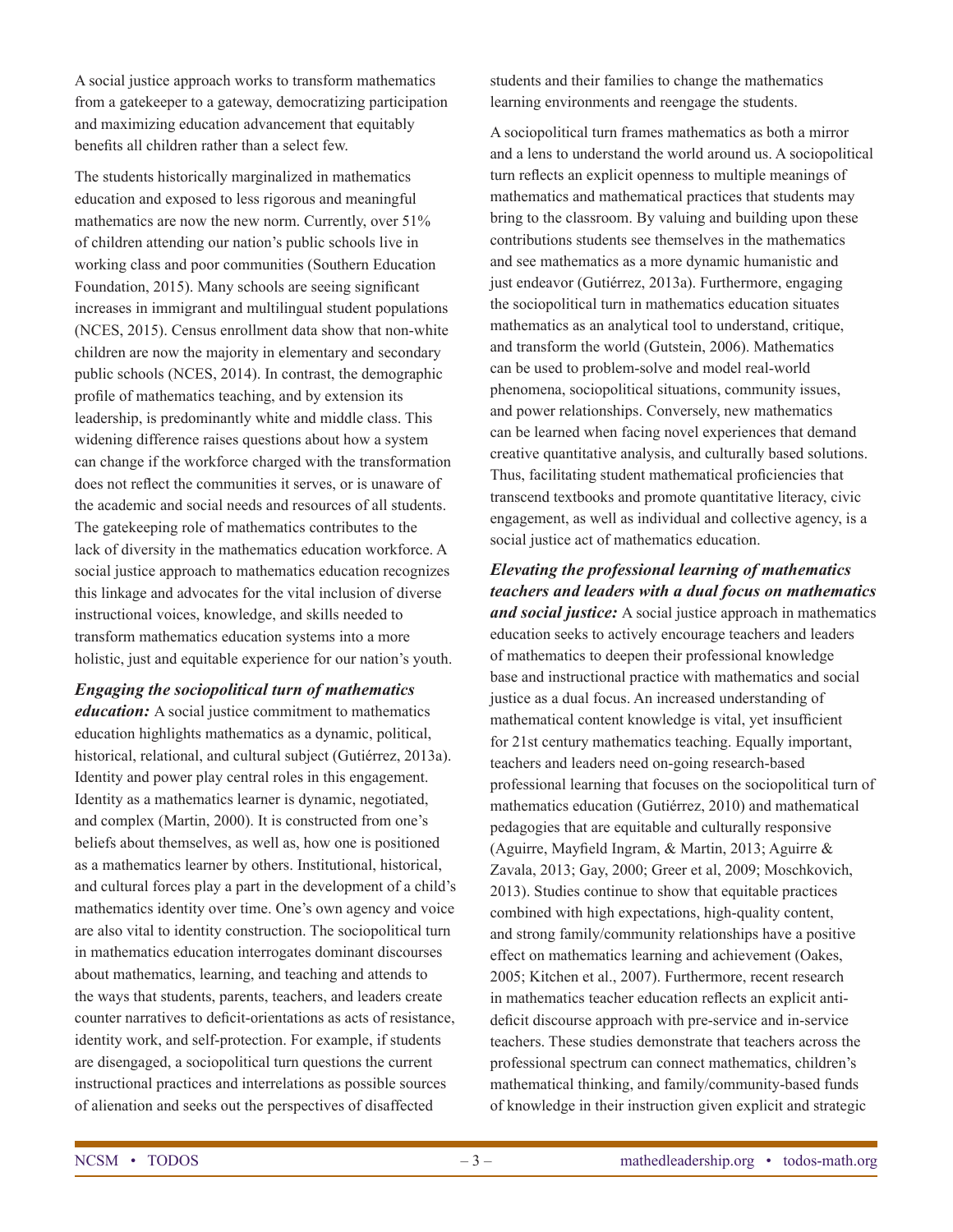A social justice approach works to transform mathematics from a gatekeeper to a gateway, democratizing participation and maximizing education advancement that equitably benefits all children rather than a select few.

The students historically marginalized in mathematics education and exposed to less rigorous and meaningful mathematics are now the new norm. Currently, over 51% of children attending our nation's public schools live in working class and poor communities (Southern Education Foundation, 2015). Many schools are seeing significant increases in immigrant and multilingual student populations (NCES, 2015). Census enrollment data show that non-white children are now the majority in elementary and secondary public schools (NCES, 2014). In contrast, the demographic profile of mathematics teaching, and by extension its leadership, is predominantly white and middle class. This widening difference raises questions about how a system can change if the workforce charged with the transformation does not reflect the communities it serves, or is unaware of the academic and social needs and resources of all students. The gatekeeping role of mathematics contributes to the lack of diversity in the mathematics education workforce. A social justice approach to mathematics education recognizes this linkage and advocates for the vital inclusion of diverse instructional voices, knowledge, and skills needed to transform mathematics education systems into a more holistic, just and equitable experience for our nation's youth.

***Engaging the sociopolitical turn of mathematics education:*** A social justice commitment to mathematics education highlights mathematics as a dynamic, political, historical, relational, and cultural subject (Gutiérrez, 2013a). Identity and power play central roles in this engagement. Identity as a mathematics learner is dynamic, negotiated, and complex (Martin, 2000). It is constructed from one's beliefs about themselves, as well as, how one is positioned as a mathematics learner by others. Institutional, historical, and cultural forces play a part in the development of a child's mathematics identity over time. One's own agency and voice are also vital to identity construction. The sociopolitical turn in mathematics education interrogates dominant discourses about mathematics, learning, and teaching and attends to the ways that students, parents, teachers, and leaders create counter narratives to deficit-orientations as acts of resistance, identity work, and self-protection. For example, if students are disengaged, a sociopolitical turn questions the current instructional practices and interrelations as possible sources of alienation and seeks out the perspectives of disaffected students and their families to change the mathematics learning environments and reengage the students.

A sociopolitical turn frames mathematics as both a mirror and a lens to understand the world around us. A sociopolitical turn reflects an explicit openness to multiple meanings of mathematics and mathematical practices that students may bring to the classroom. By valuing and building upon these contributions students see themselves in the mathematics and see mathematics as a more dynamic humanistic and just endeavor (Gutiérrez, 2013a). Furthermore, engaging the sociopolitical turn in mathematics education situates mathematics as an analytical tool to understand, critique, and transform the world (Gutstein, 2006). Mathematics can be used to problem-solve and model real-world phenomena, sociopolitical situations, community issues, and power relationships. Conversely, new mathematics can be learned when facing novel experiences that demand creative quantitative analysis, and culturally based solutions. Thus, facilitating student mathematical proficiencies that transcend textbooks and promote quantitative literacy, civic engagement, as well as individual and collective agency, is a social justice act of mathematics education.

***Elevating the professional learning of mathematics teachers and leaders with a dual focus on mathematics and social justice:*** A social justice approach in mathematics education seeks to actively encourage teachers and leaders of mathematics to deepen their professional knowledge base and instructional practice with mathematics and social justice as a dual focus. An increased understanding of mathematical content knowledge is vital, yet insufficient for 21st century mathematics teaching. Equally important, teachers and leaders need on-going research-based professional learning that focuses on the sociopolitical turn of mathematics education (Gutiérrez, 2010) and mathematical pedagogies that are equitable and culturally responsive (Aguirre, Mayfield Ingram, & Martin, 2013; Aguirre & Zavala, 2013; Gay, 2000; Greer et al, 2009; Moschkovich, 2013). Studies continue to show that equitable practices combined with high expectations, high-quality content, and strong family/community relationships have a positive effect on mathematics learning and achievement (Oakes, 2005; Kitchen et al., 2007). Furthermore, recent research in mathematics teacher education reflects an explicit anti-deficit discourse approach with pre-service and in-service teachers. These studies demonstrate that teachers across the professional spectrum can connect mathematics, children's mathematical thinking, and family/community-based funds of knowledge in their instruction given explicit and strategic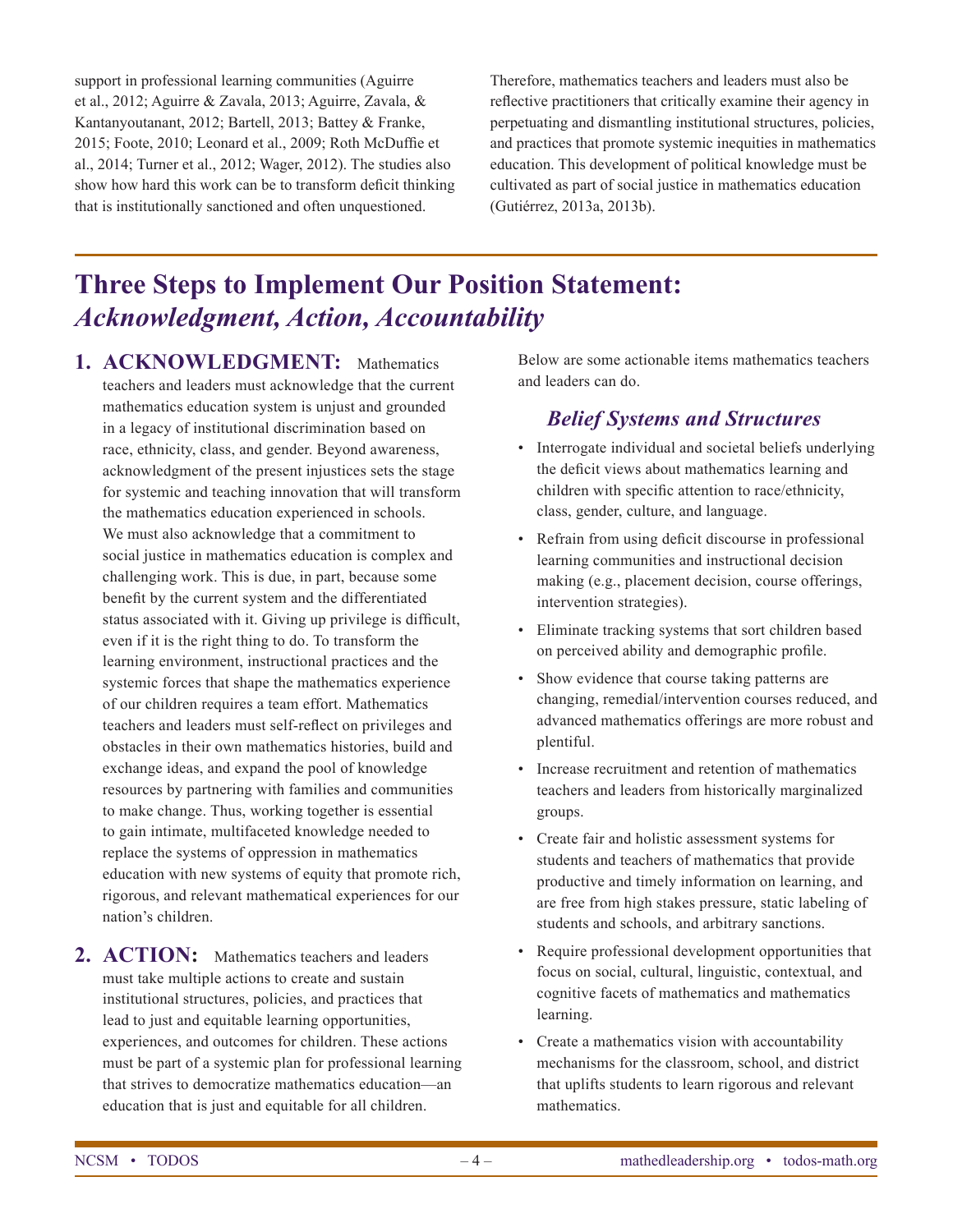support in professional learning communities (Aguirre et al., 2012; Aguirre & Zavala, 2013; Aguirre, Zavala, & Kantanyoutanant, 2012; Bartell, 2013; Battey & Franke, 2015; Foote, 2010; Leonard et al., 2009; Roth McDuffie et al., 2014; Turner et al., 2012; Wager, 2012). The studies also show how hard this work can be to transform deficit thinking that is institutionally sanctioned and often unquestioned.

Therefore, mathematics teachers and leaders must also be reflective practitioners that critically examine their agency in perpetuating and dismantling institutional structures, policies, and practices that promote systemic inequities in mathematics education. This development of political knowledge must be cultivated as part of social justice in mathematics education (Gutiérrez, 2013a, 2013b).

## Three Steps to Implement Our Position Statement: *Acknowledgment, Action, Accountability*

1. **ACKNOWLEDGMENT:** Mathematics teachers and leaders must acknowledge that the current mathematics education system is unjust and grounded in a legacy of institutional discrimination based on race, ethnicity, class, and gender. Beyond awareness, acknowledgment of the present injustices sets the stage for systemic and teaching innovation that will transform the mathematics education experienced in schools. We must also acknowledge that a commitment to social justice in mathematics education is complex and challenging work. This is due, in part, because some benefit by the current system and the differentiated status associated with it. Giving up privilege is difficult, even if it is the right thing to do. To transform the learning environment, instructional practices and the systemic forces that shape the mathematics experience of our children requires a team effort. Mathematics teachers and leaders must self-reflect on privileges and obstacles in their own mathematics histories, build and exchange ideas, and expand the pool of knowledge resources by partnering with families and communities to make change. Thus, working together is essential to gain intimate, multifaceted knowledge needed to replace the systems of oppression in mathematics education with new systems of equity that promote rich, rigorous, and relevant mathematical experiences for our nation's children.

2. **ACTION:** Mathematics teachers and leaders must take multiple actions to create and sustain institutional structures, policies, and practices that lead to just and equitable learning opportunities, experiences, and outcomes for children. These actions must be part of a systemic plan for professional learning that strives to democratize mathematics education—an education that is just and equitable for all children.

   Below are some actionable items mathematics teachers and leaders can do.

### *Belief Systems and Structures*

- Interrogate individual and societal beliefs underlying the deficit views about mathematics learning and children with specific attention to race/ethnicity, class, gender, culture, and language.
- Refrain from using deficit discourse in professional learning communities and instructional decision making (e.g., placement decision, course offerings, intervention strategies).
- Eliminate tracking systems that sort children based on perceived ability and demographic profile.
- Show evidence that course taking patterns are changing, remedial/intervention courses reduced, and advanced mathematics offerings are more robust and plentiful.
- Increase recruitment and retention of mathematics teachers and leaders from historically marginalized groups.
- Create fair and holistic assessment systems for students and teachers of mathematics that provide productive and timely information on learning, and are free from high stakes pressure, static labeling of students and schools, and arbitrary sanctions.
- Require professional development opportunities that focus on social, cultural, linguistic, contextual, and cognitive facets of mathematics and mathematics learning.
- Create a mathematics vision with accountability mechanisms for the classroom, school, and district that uplifts students to learn rigorous and relevant mathematics.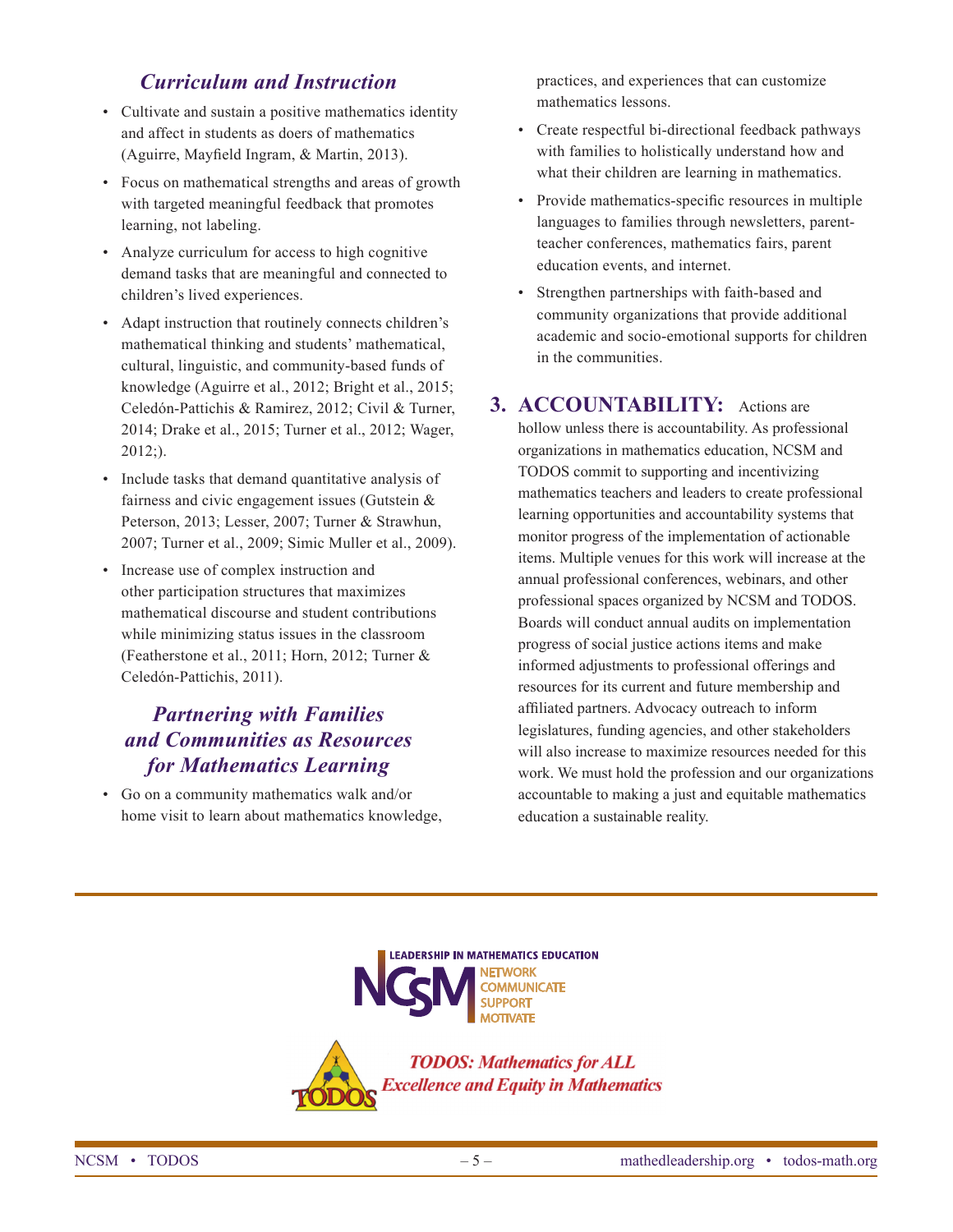### *Curriculum and Instruction*

- Cultivate and sustain a positive mathematics identity and affect in students as doers of mathematics (Aguirre, Mayfield Ingram, & Martin, 2013).
- Focus on mathematical strengths and areas of growth with targeted meaningful feedback that promotes learning, not labeling.
- Analyze curriculum for access to high cognitive demand tasks that are meaningful and connected to children's lived experiences.
- Adapt instruction that routinely connects children's mathematical thinking and students' mathematical, cultural, linguistic, and community-based funds of knowledge (Aguirre et al., 2012; Bright et al., 2015; Celedón-Pattichis & Ramirez, 2012; Civil & Turner, 2014; Drake et al., 2015; Turner et al., 2012; Wager, 2012;).
- Include tasks that demand quantitative analysis of fairness and civic engagement issues (Gutstein & Peterson, 2013; Lesser, 2007; Turner & Strawhun, 2007; Turner et al., 2009; Simic Muller et al., 2009).
- Increase use of complex instruction and other participation structures that maximizes mathematical discourse and student contributions while minimizing status issues in the classroom (Featherstone et al., 2011; Horn, 2012; Turner & Celedón-Pattichis, 2011).

### *Partnering with Families and Communities as Resources for Mathematics Learning*

- Go on a community mathematics walk and/or home visit to learn about mathematics knowledge, practices, and experiences that can customize mathematics lessons.
- Create respectful bi-directional feedback pathways with families to holistically understand how and what their children are learning in mathematics.
- Provide mathematics-specific resources in multiple languages to families through newsletters, parent-teacher conferences, mathematics fairs, parent education events, and internet.
- Strengthen partnerships with faith-based and community organizations that provide additional academic and socio-emotional supports for children in the communities.

## 3. ACCOUNTABILITY:

Actions are hollow unless there is accountability. As professional organizations in mathematics education, NCSM and TODOS commit to supporting and incentivizing mathematics teachers and leaders to create professional learning opportunities and accountability systems that monitor progress of the implementation of actionable items. Multiple venues for this work will increase at the annual professional conferences, webinars, and other professional spaces organized by NCSM and TODOS. Boards will conduct annual audits on implementation progress of social justice actions items and make informed adjustments to professional offerings and resources for its current and future membership and affiliated partners. Advocacy outreach to inform legislatures, funding agencies, and other stakeholders will also increase to maximize resources needed for this work. We must hold the profession and our organizations accountable to making a just and equitable mathematics education a sustainable reality.

LEADERSHIP IN MATHEMATICS EDUCATION
NCSM — NETWORK, COMMUNICATE, SUPPORT, MOTIVATE

*TODOS: Mathematics for ALL*
*Excellence and Equity in Mathematics*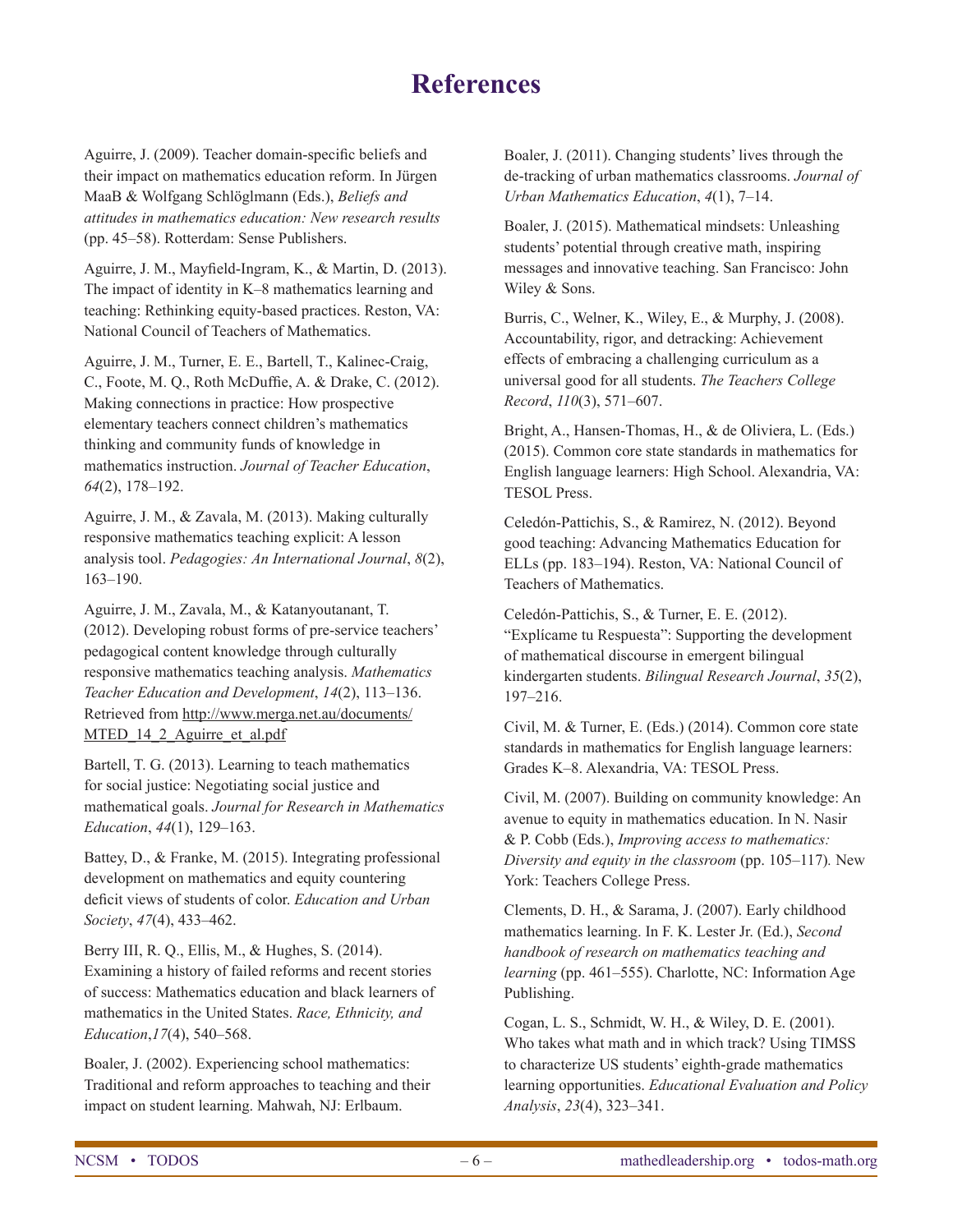# References

Aguirre, J. (2009). Teacher domain-specific beliefs and their impact on mathematics education reform. In Jürgen MaaB & Wolfgang Schlöglmann (Eds.), *Beliefs and attitudes in mathematics education: New research results* (pp. 45–58). Rotterdam: Sense Publishers.

Aguirre, J. M., Mayfield-Ingram, K., & Martin, D. (2013). The impact of identity in K–8 mathematics learning and teaching: Rethinking equity-based practices. Reston, VA: National Council of Teachers of Mathematics.

Aguirre, J. M., Turner, E. E., Bartell, T., Kalinec-Craig, C., Foote, M. Q., Roth McDuffie, A. & Drake, C. (2012). Making connections in practice: How prospective elementary teachers connect children's mathematics thinking and community funds of knowledge in mathematics instruction. *Journal of Teacher Education*, *64*(2), 178–192.

Aguirre, J. M., & Zavala, M. (2013). Making culturally responsive mathematics teaching explicit: A lesson analysis tool. *Pedagogies: An International Journal*, *8*(2), 163–190.

Aguirre, J. M., Zavala, M., & Katanyoutanant, T. (2012). Developing robust forms of pre-service teachers' pedagogical content knowledge through culturally responsive mathematics teaching analysis. *Mathematics Teacher Education and Development*, *14*(2), 113–136. Retrieved from http://www.merga.net.au/documents/MTED_14_2_Aguirre_et_al.pdf

Bartell, T. G. (2013). Learning to teach mathematics for social justice: Negotiating social justice and mathematical goals. *Journal for Research in Mathematics Education*, *44*(1), 129–163.

Battey, D., & Franke, M. (2015). Integrating professional development on mathematics and equity countering deficit views of students of color. *Education and Urban Society*, *47*(4), 433–462.

Berry III, R. Q., Ellis, M., & Hughes, S. (2014). Examining a history of failed reforms and recent stories of success: Mathematics education and black learners of mathematics in the United States. *Race, Ethnicity, and Education*,*17*(4), 540–568.

Boaler, J. (2002). Experiencing school mathematics: Traditional and reform approaches to teaching and their impact on student learning. Mahwah, NJ: Erlbaum.

Boaler, J. (2011). Changing students' lives through the de-tracking of urban mathematics classrooms. *Journal of Urban Mathematics Education*, *4*(1), 7–14.

Boaler, J. (2015). Mathematical mindsets: Unleashing students' potential through creative math, inspiring messages and innovative teaching. San Francisco: John Wiley & Sons.

Burris, C., Welner, K., Wiley, E., & Murphy, J. (2008). Accountability, rigor, and detracking: Achievement effects of embracing a challenging curriculum as a universal good for all students. *The Teachers College Record*, *110*(3), 571–607.

Bright, A., Hansen-Thomas, H., & de Oliviera, L. (Eds.) (2015). Common core state standards in mathematics for English language learners: High School. Alexandria, VA: TESOL Press.

Celedón-Pattichis, S., & Ramirez, N. (2012). Beyond good teaching: Advancing Mathematics Education for ELLs (pp. 183–194). Reston, VA: National Council of Teachers of Mathematics.

Celedón-Pattichis, S., & Turner, E. E. (2012). "Explícame tu Respuesta": Supporting the development of mathematical discourse in emergent bilingual kindergarten students. *Bilingual Research Journal*, *35*(2), 197–216.

Civil, M. & Turner, E. (Eds.) (2014). Common core state standards in mathematics for English language learners: Grades K–8. Alexandria, VA: TESOL Press.

Civil, M. (2007). Building on community knowledge: An avenue to equity in mathematics education. In N. Nasir & P. Cobb (Eds.), *Improving access to mathematics: Diversity and equity in the classroom* (pp. 105–117)*.* New York: Teachers College Press.

Clements, D. H., & Sarama, J. (2007). Early childhood mathematics learning. In F. K. Lester Jr. (Ed.), *Second handbook of research on mathematics teaching and learning* (pp. 461–555). Charlotte, NC: Information Age Publishing.

Cogan, L. S., Schmidt, W. H., & Wiley, D. E. (2001). Who takes what math and in which track? Using TIMSS to characterize US students' eighth-grade mathematics learning opportunities. *Educational Evaluation and Policy Analysis*, *23*(4), 323–341.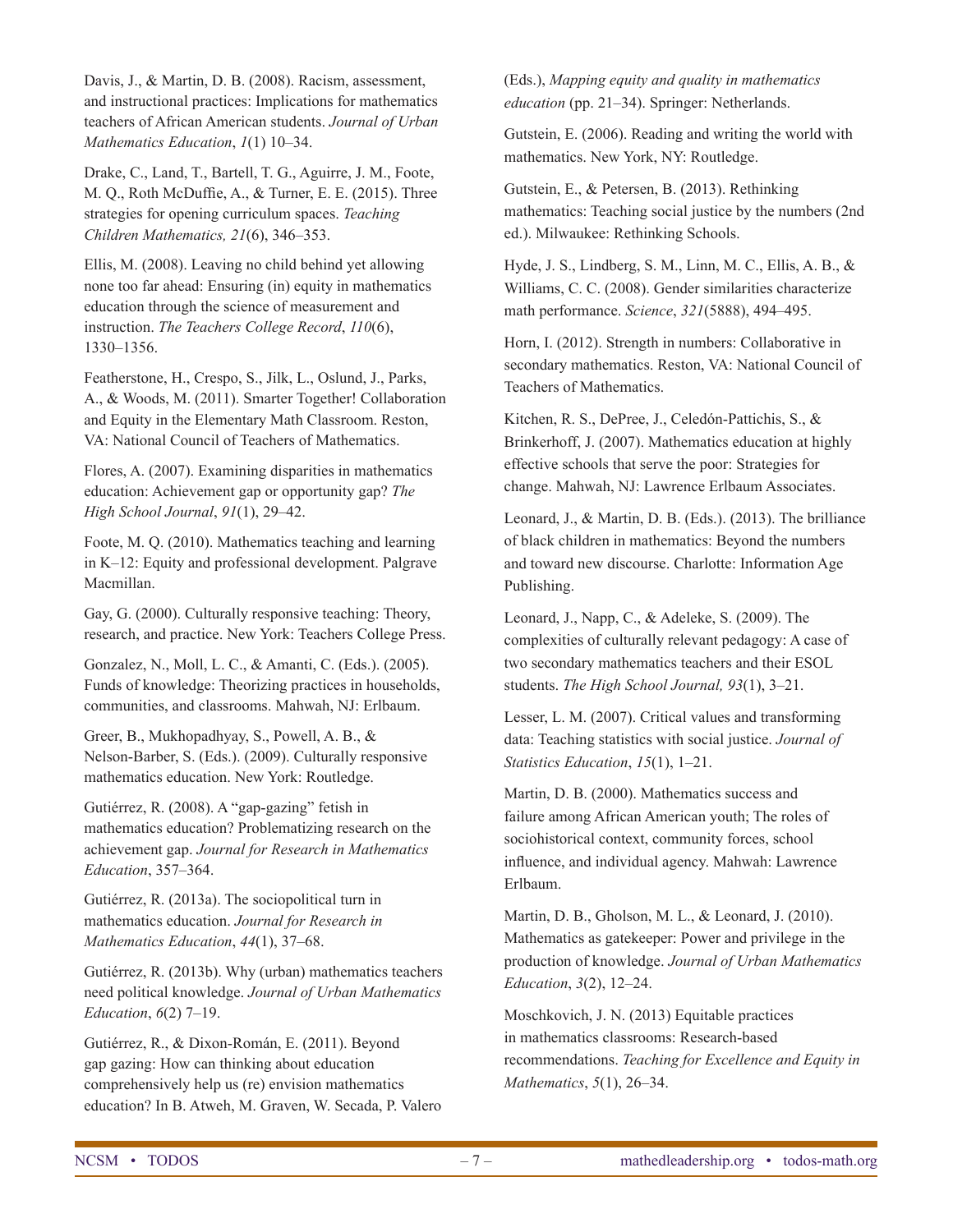Davis, J., & Martin, D. B. (2008). Racism, assessment, and instructional practices: Implications for mathematics teachers of African American students. *Journal of Urban Mathematics Education*, *1*(1) 10–34.

Drake, C., Land, T., Bartell, T. G., Aguirre, J. M., Foote, M. Q., Roth McDuffie, A., & Turner, E. E. (2015). Three strategies for opening curriculum spaces. *Teaching Children Mathematics, 21*(6), 346–353.

Ellis, M. (2008). Leaving no child behind yet allowing none too far ahead: Ensuring (in) equity in mathematics education through the science of measurement and instruction. *The Teachers College Record*, *110*(6), 1330–1356.

Featherstone, H., Crespo, S., Jilk, L., Oslund, J., Parks, A., & Woods, M. (2011). Smarter Together! Collaboration and Equity in the Elementary Math Classroom. Reston, VA: National Council of Teachers of Mathematics.

Flores, A. (2007). Examining disparities in mathematics education: Achievement gap or opportunity gap? *The High School Journal*, *91*(1), 29–42.

Foote, M. Q. (2010). Mathematics teaching and learning in K–12: Equity and professional development. Palgrave Macmillan.

Gay, G. (2000). Culturally responsive teaching: Theory, research, and practice. New York: Teachers College Press.

Gonzalez, N., Moll, L. C., & Amanti, C. (Eds.). (2005). Funds of knowledge: Theorizing practices in households, communities, and classrooms. Mahwah, NJ: Erlbaum.

Greer, B., Mukhopadhyay, S., Powell, A. B., & Nelson-Barber, S. (Eds.). (2009). Culturally responsive mathematics education. New York: Routledge.

Gutiérrez, R. (2008). A "gap-gazing" fetish in mathematics education? Problematizing research on the achievement gap. *Journal for Research in Mathematics Education*, 357–364.

Gutiérrez, R. (2013a). The sociopolitical turn in mathematics education. *Journal for Research in Mathematics Education*, *44*(1), 37–68.

Gutiérrez, R. (2013b). Why (urban) mathematics teachers need political knowledge. *Journal of Urban Mathematics Education*, *6*(2) 7–19.

Gutiérrez, R., & Dixon-Román, E. (2011). Beyond gap gazing: How can thinking about education comprehensively help us (re) envision mathematics education? In B. Atweh, M. Graven, W. Secada, P. Valero (Eds.), *Mapping equity and quality in mathematics education* (pp. 21–34). Springer: Netherlands.

Gutstein, E. (2006). Reading and writing the world with mathematics. New York, NY: Routledge.

Gutstein, E., & Petersen, B. (2013). Rethinking mathematics: Teaching social justice by the numbers (2nd ed.). Milwaukee: Rethinking Schools.

Hyde, J. S., Lindberg, S. M., Linn, M. C., Ellis, A. B., & Williams, C. C. (2008). Gender similarities characterize math performance. *Science*, *321*(5888), 494–495.

Horn, I. (2012). Strength in numbers: Collaborative in secondary mathematics. Reston, VA: National Council of Teachers of Mathematics.

Kitchen, R. S., DePree, J., Celedón-Pattichis, S., & Brinkerhoff, J. (2007). Mathematics education at highly effective schools that serve the poor: Strategies for change. Mahwah, NJ: Lawrence Erlbaum Associates.

Leonard, J., & Martin, D. B. (Eds.). (2013). The brilliance of black children in mathematics: Beyond the numbers and toward new discourse. Charlotte: Information Age Publishing.

Leonard, J., Napp, C., & Adeleke, S. (2009). The complexities of culturally relevant pedagogy: A case of two secondary mathematics teachers and their ESOL students. *The High School Journal, 93*(1), 3–21.

Lesser, L. M. (2007). Critical values and transforming data: Teaching statistics with social justice. *Journal of Statistics Education*, *15*(1), 1–21.

Martin, D. B. (2000). Mathematics success and failure among African American youth; The roles of sociohistorical context, community forces, school influence, and individual agency. Mahwah: Lawrence Erlbaum.

Martin, D. B., Gholson, M. L., & Leonard, J. (2010). Mathematics as gatekeeper: Power and privilege in the production of knowledge. *Journal of Urban Mathematics Education*, *3*(2), 12–24.

Moschkovich, J. N. (2013) Equitable practices in mathematics classrooms: Research-based recommendations. *Teaching for Excellence and Equity in Mathematics*, *5*(1), 26–34.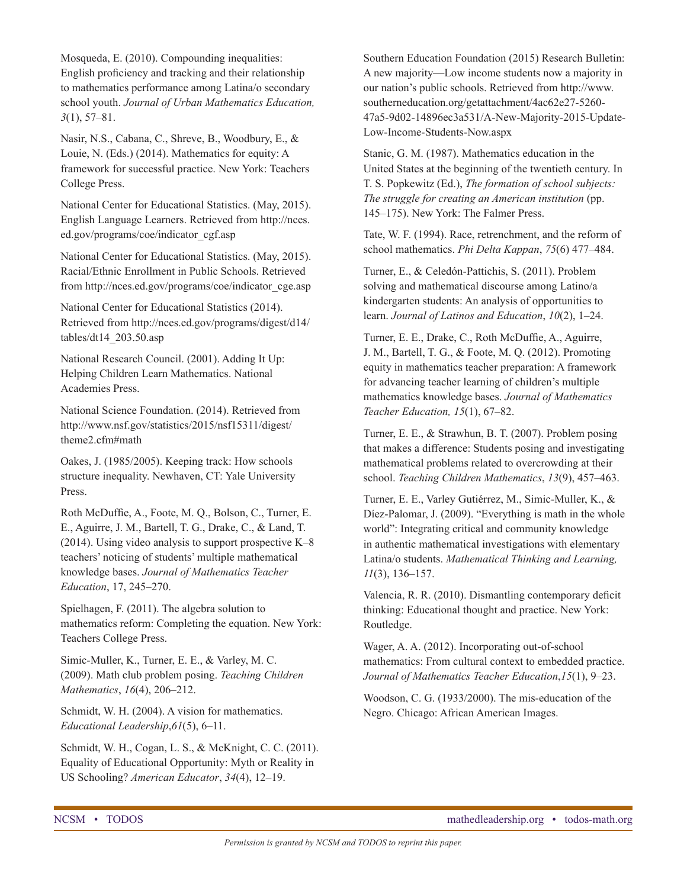Mosqueda, E. (2010). Compounding inequalities: English proficiency and tracking and their relationship to mathematics performance among Latina/o secondary school youth. *Journal of Urban Mathematics Education, 3*(1), 57–81.

Nasir, N.S., Cabana, C., Shreve, B., Woodbury, E., & Louie, N. (Eds.) (2014). Mathematics for equity: A framework for successful practice. New York: Teachers College Press.

National Center for Educational Statistics. (May, 2015). English Language Learners. Retrieved from http://nces.ed.gov/programs/coe/indicator_cgf.asp

National Center for Educational Statistics. (May, 2015). Racial/Ethnic Enrollment in Public Schools. Retrieved from http://nces.ed.gov/programs/coe/indicator_cge.asp

National Center for Educational Statistics (2014). Retrieved from http://nces.ed.gov/programs/digest/d14/tables/dt14_203.50.asp

National Research Council. (2001). Adding It Up: Helping Children Learn Mathematics. National Academies Press.

National Science Foundation. (2014). Retrieved from http://www.nsf.gov/statistics/2015/nsf15311/digest/theme2.cfm#math

Oakes, J. (1985/2005). Keeping track: How schools structure inequality. Newhaven, CT: Yale University Press.

Roth McDuffie, A., Foote, M. Q., Bolson, C., Turner, E. E., Aguirre, J. M., Bartell, T. G., Drake, C., & Land, T. (2014). Using video analysis to support prospective K–8 teachers' noticing of students' multiple mathematical knowledge bases. *Journal of Mathematics Teacher Education*, 17, 245–270.

Spielhagen, F. (2011). The algebra solution to mathematics reform: Completing the equation. New York: Teachers College Press.

Simic-Muller, K., Turner, E. E., & Varley, M. C. (2009). Math club problem posing. *Teaching Children Mathematics*, *16*(4), 206–212.

Schmidt, W. H. (2004). A vision for mathematics. *Educational Leadership*,*61*(5), 6–11.

Schmidt, W. H., Cogan, L. S., & McKnight, C. C. (2011). Equality of Educational Opportunity: Myth or Reality in US Schooling? *American Educator*, *34*(4), 12–19.

Southern Education Foundation (2015) Research Bulletin: A new majority—Low income students now a majority in our nation's public schools. Retrieved from http://www.southerneducation.org/getattachment/4ac62e27-5260-47a5-9d02-14896ec3a531/A-New-Majority-2015-Update-Low-Income-Students-Now.aspx

Stanic, G. M. (1987). Mathematics education in the United States at the beginning of the twentieth century. In T. S. Popkewitz (Ed.), *The formation of school subjects: The struggle for creating an American institution* (pp. 145–175). New York: The Falmer Press.

Tate, W. F. (1994). Race, retrenchment, and the reform of school mathematics. *Phi Delta Kappan*, *75*(6) 477–484.

Turner, E., & Celedón-Pattichis, S. (2011). Problem solving and mathematical discourse among Latino/a kindergarten students: An analysis of opportunities to learn. *Journal of Latinos and Education*, *10*(2), 1–24.

Turner, E. E., Drake, C., Roth McDuffie, A., Aguirre, J. M., Bartell, T. G., & Foote, M. Q. (2012). Promoting equity in mathematics teacher preparation: A framework for advancing teacher learning of children's multiple mathematics knowledge bases. *Journal of Mathematics Teacher Education, 15*(1), 67–82.

Turner, E. E., & Strawhun, B. T. (2007). Problem posing that makes a difference: Students posing and investigating mathematical problems related to overcrowding at their school. *Teaching Children Mathematics*, *13*(9), 457–463.

Turner, E. E., Varley Gutiérrez, M., Simic-Muller, K., & Díez-Palomar, J. (2009). "Everything is math in the whole world": Integrating critical and community knowledge in authentic mathematical investigations with elementary Latina/o students. *Mathematical Thinking and Learning, 11*(3), 136–157.

Valencia, R. R. (2010). Dismantling contemporary deficit thinking: Educational thought and practice. New York: Routledge.

Wager, A. A. (2012). Incorporating out-of-school mathematics: From cultural context to embedded practice. *Journal of Mathematics Teacher Education*,*15*(1), 9–23.

Woodson, C. G. (1933/2000). The mis-education of the Negro. Chicago: African American Images.

*Permission is granted by NCSM and TODOS to reprint this paper.*